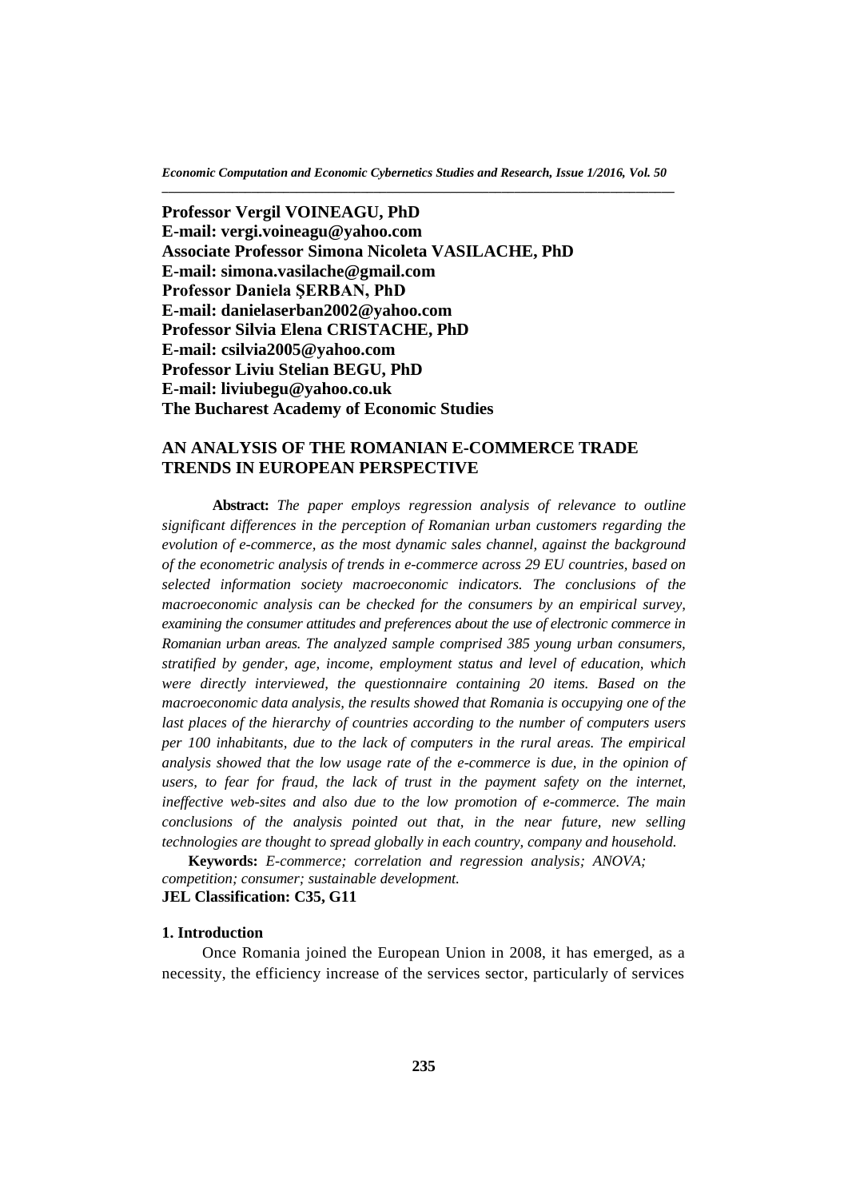**Professor Vergil VOINEAGU, PhD**
**E-mail: vergi.voineagu@yahoo.com**
**Associate Professor Simona Nicoleta VASILACHE, PhD**
**E-mail: simona.vasilache@gmail.com**
**Professor Daniela ŞERBAN, PhD**
**E-mail: danielaserban2002@yahoo.com**
**Professor Silvia Elena CRISTACHE, PhD**
**E-mail: csilvia2005@yahoo.com**
**Professor Liviu Stelian BEGU, PhD**
**E-mail: liviubegu@yahoo.co.uk**
**The Bucharest Academy of Economic Studies**

# AN ANALYSIS OF THE ROMANIAN E-COMMERCE TRADE TRENDS IN EUROPEAN PERSPECTIVE

**Abstract:** *The paper employs regression analysis of relevance to outline significant differences in the perception of Romanian urban customers regarding the evolution of e-commerce, as the most dynamic sales channel, against the background of the econometric analysis of trends in e-commerce across 29 EU countries, based on selected information society macroeconomic indicators. The conclusions of the macroeconomic analysis can be checked for the consumers by an empirical survey, examining the consumer attitudes and preferences about the use of electronic commerce in Romanian urban areas. The analyzed sample comprised 385 young urban consumers, stratified by gender, age, income, employment status and level of education, which were directly interviewed, the questionnaire containing 20 items. Based on the macroeconomic data analysis, the results showed that Romania is occupying one of the last places of the hierarchy of countries according to the number of computers users per 100 inhabitants, due to the lack of computers in the rural areas. The empirical analysis showed that the low usage rate of the e-commerce is due, in the opinion of users, to fear for fraud, the lack of trust in the payment safety on the internet, ineffective web-sites and also due to the low promotion of e-commerce. The main conclusions of the analysis pointed out that, in the near future, new selling technologies are thought to spread globally in each country, company and household.*

**Keywords:** *E-commerce; correlation and regression analysis; ANOVA; competition; consumer; sustainable development.*

**JEL Classification: C35, G11**

## 1. Introduction

Once Romania joined the European Union in 2008, it has emerged, as a necessity, the efficiency increase of the services sector, particularly of services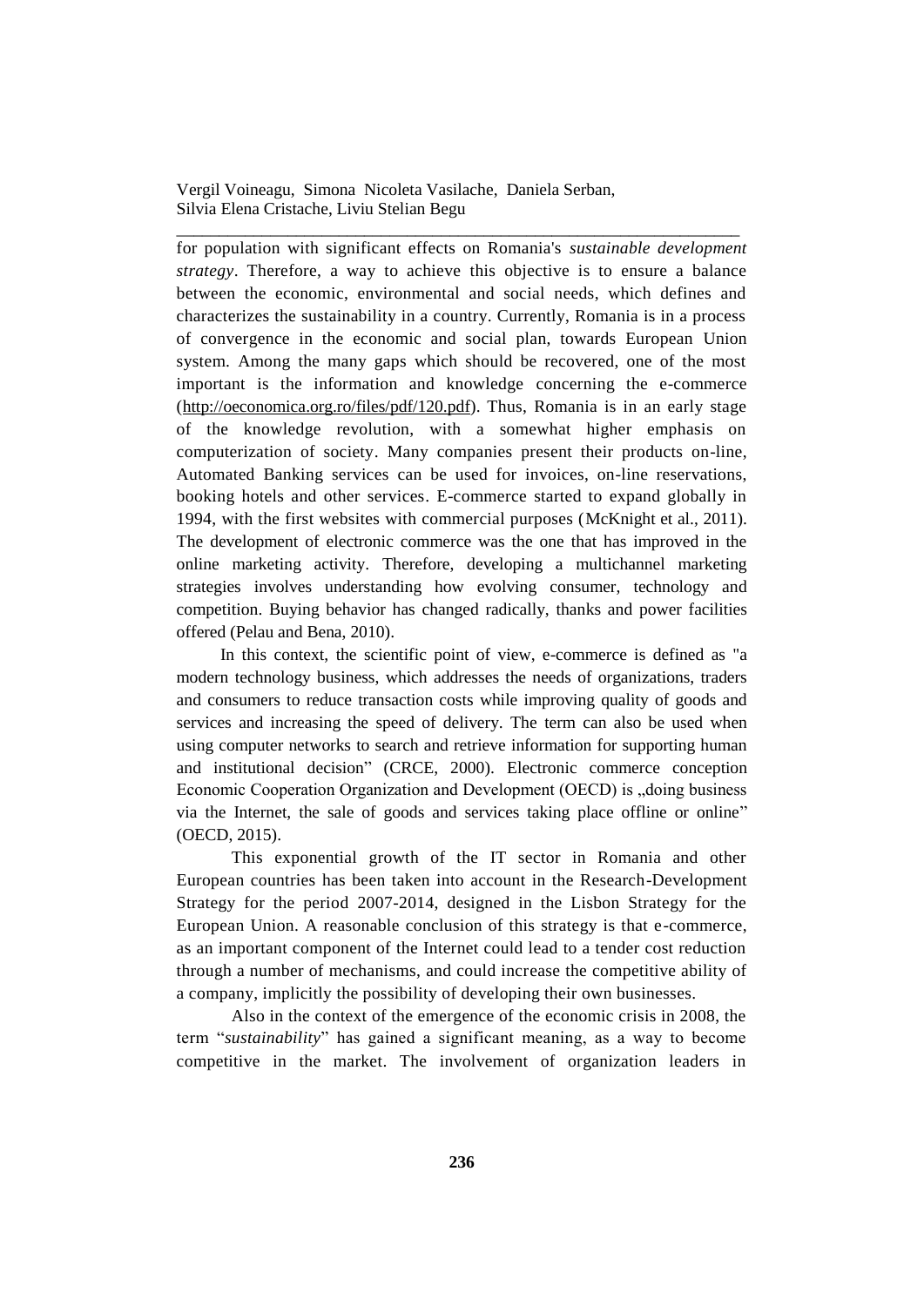for population with significant effects on Romania's *sustainable development strategy*. Therefore, a way to achieve this objective is to ensure a balance between the economic, environmental and social needs, which defines and characterizes the sustainability in a country. Currently, Romania is in a process of convergence in the economic and social plan, towards European Union system. Among the many gaps which should be recovered, one of the most important is the information and knowledge concerning the e-commerce (http://oeconomica.org.ro/files/pdf/120.pdf). Thus, Romania is in an early stage of the knowledge revolution, with a somewhat higher emphasis on computerization of society. Many companies present their products on-line, Automated Banking services can be used for invoices, on-line reservations, booking hotels and other services. E-commerce started to expand globally in 1994, with the first websites with commercial purposes (McKnight et al., 2011). The development of electronic commerce was the one that has improved in the online marketing activity. Therefore, developing a multichannel marketing strategies involves understanding how evolving consumer, technology and competition. Buying behavior has changed radically, thanks and power facilities offered (Pelau and Bena, 2010).

In this context, the scientific point of view, e-commerce is defined as "a modern technology business, which addresses the needs of organizations, traders and consumers to reduce transaction costs while improving quality of goods and services and increasing the speed of delivery. The term can also be used when using computer networks to search and retrieve information for supporting human and institutional decision" (CRCE, 2000). Electronic commerce conception Economic Cooperation Organization and Development (OECD) is „doing business via the Internet, the sale of goods and services taking place offline or online" (OECD, 2015).

This exponential growth of the IT sector in Romania and other European countries has been taken into account in the Research-Development Strategy for the period 2007-2014, designed in the Lisbon Strategy for the European Union. A reasonable conclusion of this strategy is that e-commerce, as an important component of the Internet could lead to a tender cost reduction through a number of mechanisms, and could increase the competitive ability of a company, implicitly the possibility of developing their own businesses.

Also in the context of the emergence of the economic crisis in 2008, the term "*sustainability*" has gained a significant meaning, as a way to become competitive in the market. The involvement of organization leaders in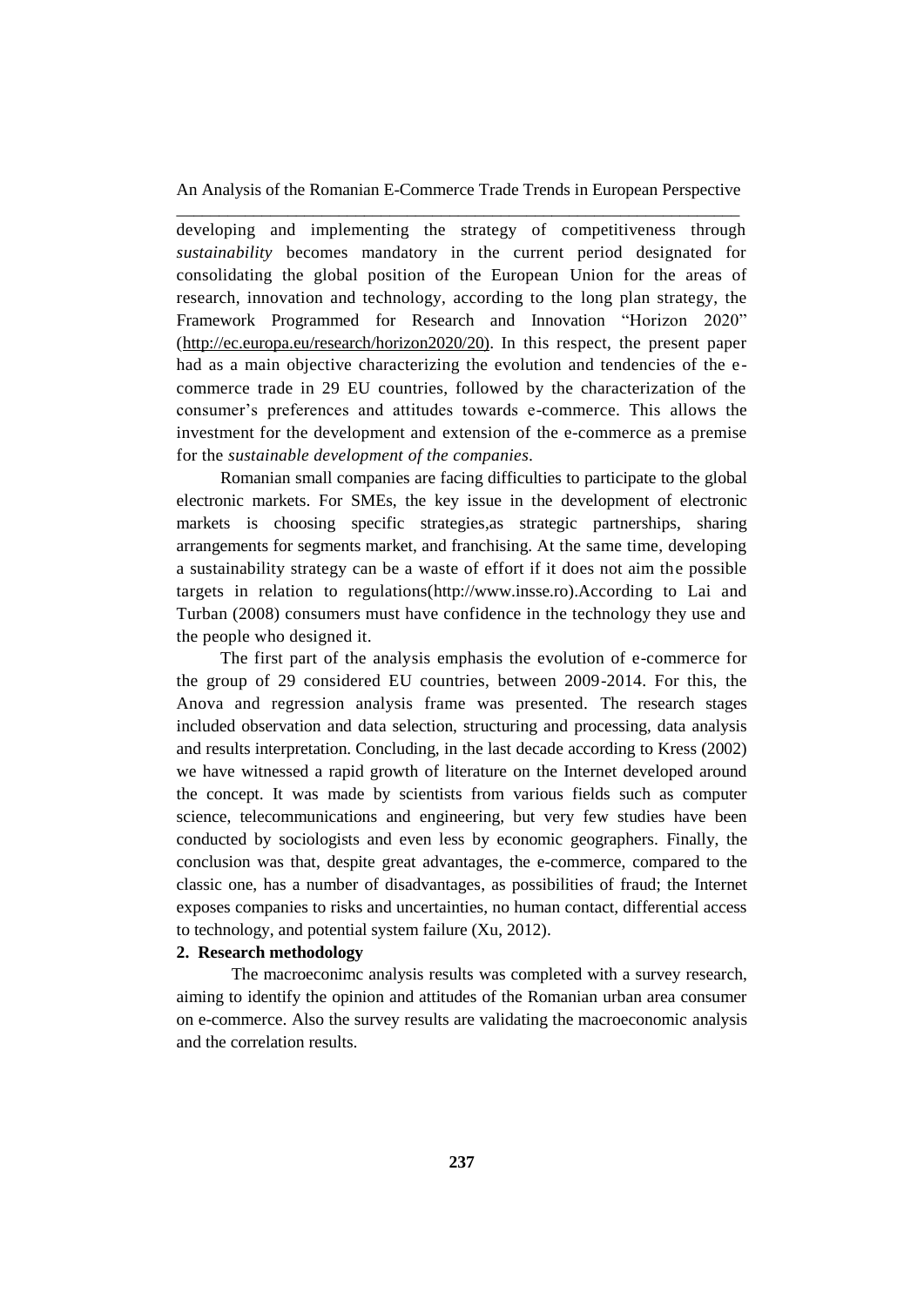developing and implementing the strategy of competitiveness through *sustainability* becomes mandatory in the current period designated for consolidating the global position of the European Union for the areas of research, innovation and technology, according to the long plan strategy, the Framework Programmed for Research and Innovation "Horizon 2020" (http://ec.europa.eu/research/horizon2020/20). In this respect, the present paper had as a main objective characterizing the evolution and tendencies of the e-commerce trade in 29 EU countries, followed by the characterization of the consumer's preferences and attitudes towards e-commerce. This allows the investment for the development and extension of the e-commerce as a premise for the *sustainable development of the companies*.

Romanian small companies are facing difficulties to participate to the global electronic markets. For SMEs, the key issue in the development of electronic markets is choosing specific strategies,as strategic partnerships, sharing arrangements for segments market, and franchising. At the same time, developing a sustainability strategy can be a waste of effort if it does not aim the possible targets in relation to regulations(http://www.insse.ro).According to Lai and Turban (2008) consumers must have confidence in the technology they use and the people who designed it.

The first part of the analysis emphasis the evolution of e-commerce for the group of 29 considered EU countries, between 2009-2014. For this, the Anova and regression analysis frame was presented. The research stages included observation and data selection, structuring and processing, data analysis and results interpretation. Concluding, in the last decade according to Kress (2002) we have witnessed a rapid growth of literature on the Internet developed around the concept. It was made by scientists from various fields such as computer science, telecommunications and engineering, but very few studies have been conducted by sociologists and even less by economic geographers. Finally, the conclusion was that, despite great advantages, the e-commerce, compared to the classic one, has a number of disadvantages, as possibilities of fraud; the Internet exposes companies to risks and uncertainties, no human contact, differential access to technology, and potential system failure (Xu, 2012).

## 2. Research methodology

The macroeconimc analysis results was completed with a survey research, aiming to identify the opinion and attitudes of the Romanian urban area consumer on e-commerce. Also the survey results are validating the macroeconomic analysis and the correlation results.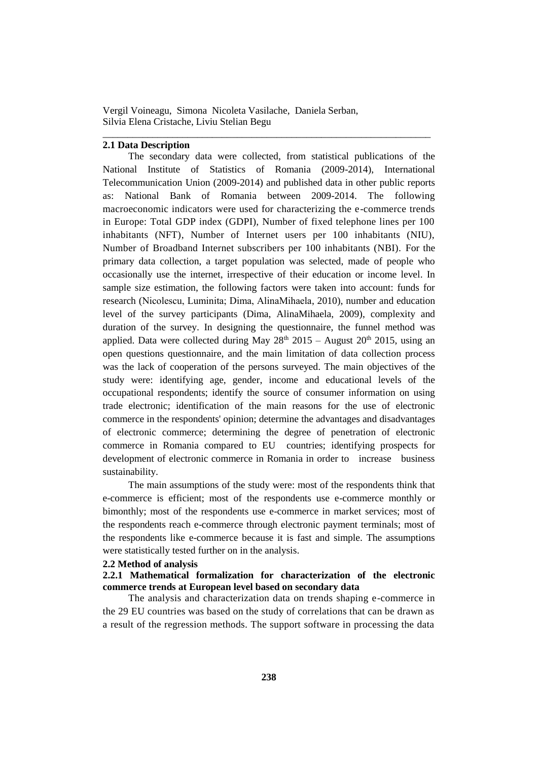### 2.1 Data Description

The secondary data were collected, from statistical publications of the National Institute of Statistics of Romania (2009-2014), International Telecommunication Union (2009-2014) and published data in other public reports as: National Bank of Romania between 2009-2014. The following macroeconomic indicators were used for characterizing the e-commerce trends in Europe: Total GDP index (GDPI), Number of fixed telephone lines per 100 inhabitants (NFT), Number of Internet users per 100 inhabitants (NIU), Number of Broadband Internet subscribers per 100 inhabitants (NBI). For the primary data collection, a target population was selected, made of people who occasionally use the internet, irrespective of their education or income level. In sample size estimation, the following factors were taken into account: funds for research (Nicolescu, Luminita; Dima, AlinaMihaela, 2010), number and education level of the survey participants (Dima, AlinaMihaela, 2009), complexity and duration of the survey. In designing the questionnaire, the funnel method was applied. Data were collected during May $28^{th}$ 2015 – August $20^{th}$ 2015, using an open questions questionnaire, and the main limitation of data collection process was the lack of cooperation of the persons surveyed. The main objectives of the study were: identifying age, gender, income and educational levels of the occupational respondents; identify the source of consumer information on using trade electronic; identification of the main reasons for the use of electronic commerce in the respondents' opinion; determine the advantages and disadvantages of electronic commerce; determining the degree of penetration of electronic commerce in Romania compared to EU countries; identifying prospects for development of electronic commerce in Romania in order to increase business sustainability.

The main assumptions of the study were: most of the respondents think that e-commerce is efficient; most of the respondents use e-commerce monthly or bimonthly; most of the respondents use e-commerce in market services; most of the respondents reach e-commerce through electronic payment terminals; most of the respondents like e-commerce because it is fast and simple. The assumptions were statistically tested further on in the analysis.

### 2.2 Method of analysis

#### 2.2.1 Mathematical formalization for characterization of the electronic commerce trends at European level based on secondary data

The analysis and characterization data on trends shaping e-commerce in the 29 EU countries was based on the study of correlations that can be drawn as a result of the regression methods. The support software in processing the data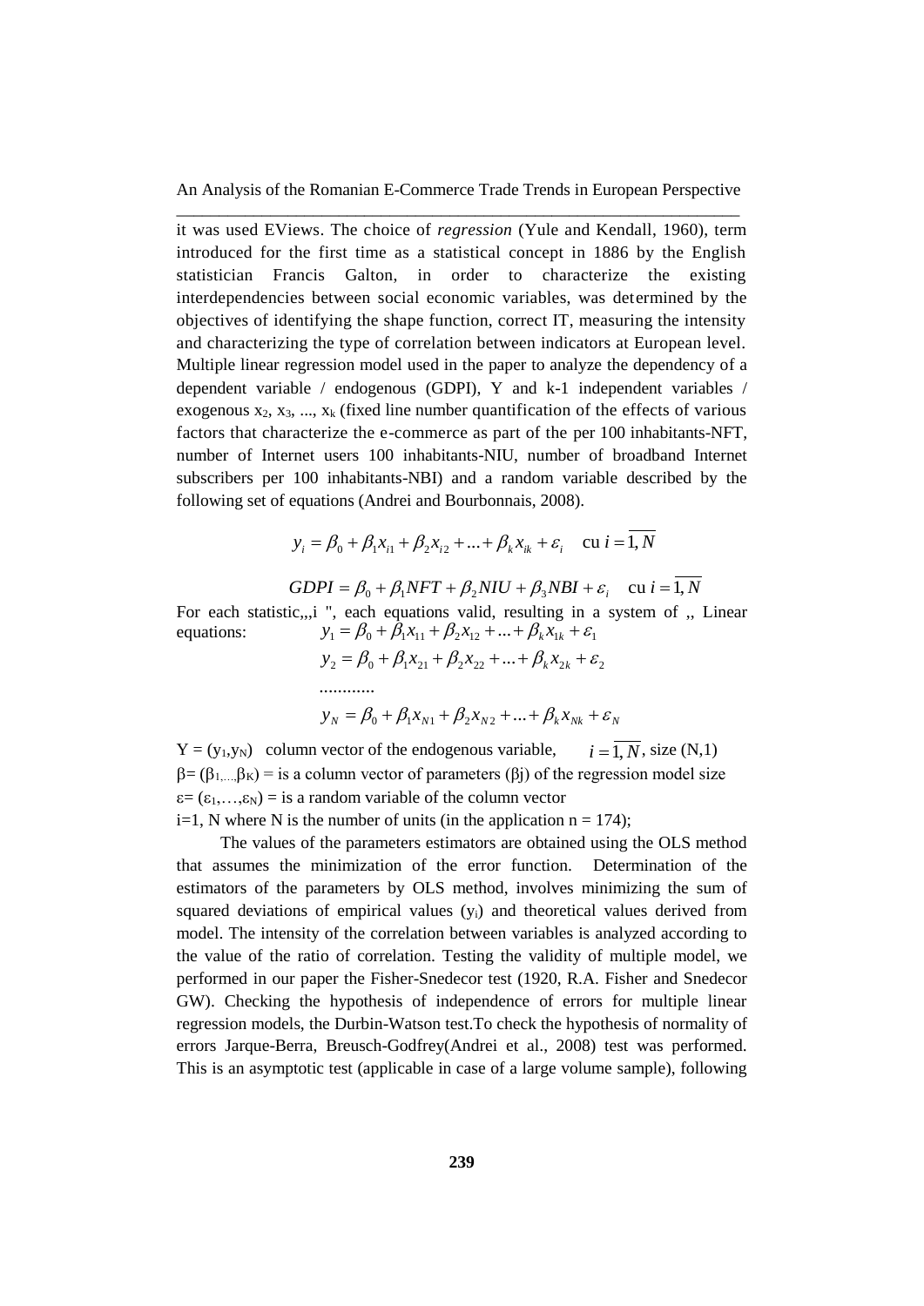it was used EViews. The choice of *regression* (Yule and Kendall, 1960), term introduced for the first time as a statistical concept in 1886 by the English statistician Francis Galton, in order to characterize the existing interdependencies between social economic variables, was determined by the objectives of identifying the shape function, correct IT, measuring the intensity and characterizing the type of correlation between indicators at European level. Multiple linear regression model used in the paper to analyze the dependency of a dependent variable / endogenous (GDPI), Y and k-1 independent variables / exogenous $x_2$, $x_3$, ..., $x_k$ (fixed line number quantification of the effects of various factors that characterize the e-commerce as part of the per 100 inhabitants-NFT, number of Internet users 100 inhabitants-NIU, number of broadband Internet subscribers per 100 inhabitants-NBI) and a random variable described by the following set of equations (Andrei and Bourbonnais, 2008).

$$y_i = \beta_0 + \beta_1 x_{i1} + \beta_2 x_{i2} + ... + \beta_k x_{ik} + \varepsilon_i \quad \text{cu } i = \overline{1, N}$$

$$GDPI = \beta_0 + \beta_1 NFT + \beta_2 NIU + \beta_3 NBI + \varepsilon_i \quad \text{cu } i = \overline{1, N}$$

For each statistic,,,i ", each equations valid, resulting in a system of ,, Linear equations:

$$y_1 = \beta_0 + \beta_1 x_{11} + \beta_2 x_{12} + ... + \beta_k x_{1k} + \varepsilon_1$$

$$y_2 = \beta_0 + \beta_1 x_{21} + \beta_2 x_{22} + ... + \beta_k x_{2k} + \varepsilon_2$$

$$............$$

$$y_N = \beta_0 + \beta_1 x_{N1} + \beta_2 x_{N2} + ... + \beta_k x_{Nk} + \varepsilon_N$$

$Y = (y_1, y_N)$ column vector of the endogenous variable, $i = \overline{1, N}$, size (N,1)

$\beta = (\beta_{1,...,}\beta_K)$ = is a column vector of parameters ($\beta$j) of the regression model size

$\varepsilon = (\varepsilon_1, \ldots, \varepsilon_N)$ = is a random variable of the column vector

i=1, N where N is the number of units (in the application n = 174);

The values of the parameters estimators are obtained using the OLS method that assumes the minimization of the error function. Determination of the estimators of the parameters by OLS method, involves minimizing the sum of squared deviations of empirical values ($y_i$) and theoretical values derived from model. The intensity of the correlation between variables is analyzed according to the value of the ratio of correlation. Testing the validity of multiple model, we performed in our paper the Fisher-Snedecor test (1920, R.A. Fisher and Snedecor GW). Checking the hypothesis of independence of errors for multiple linear regression models, the Durbin-Watson test.To check the hypothesis of normality of errors Jarque-Berra, Breusch-Godfrey(Andrei et al., 2008) test was performed. This is an asymptotic test (applicable in case of a large volume sample), following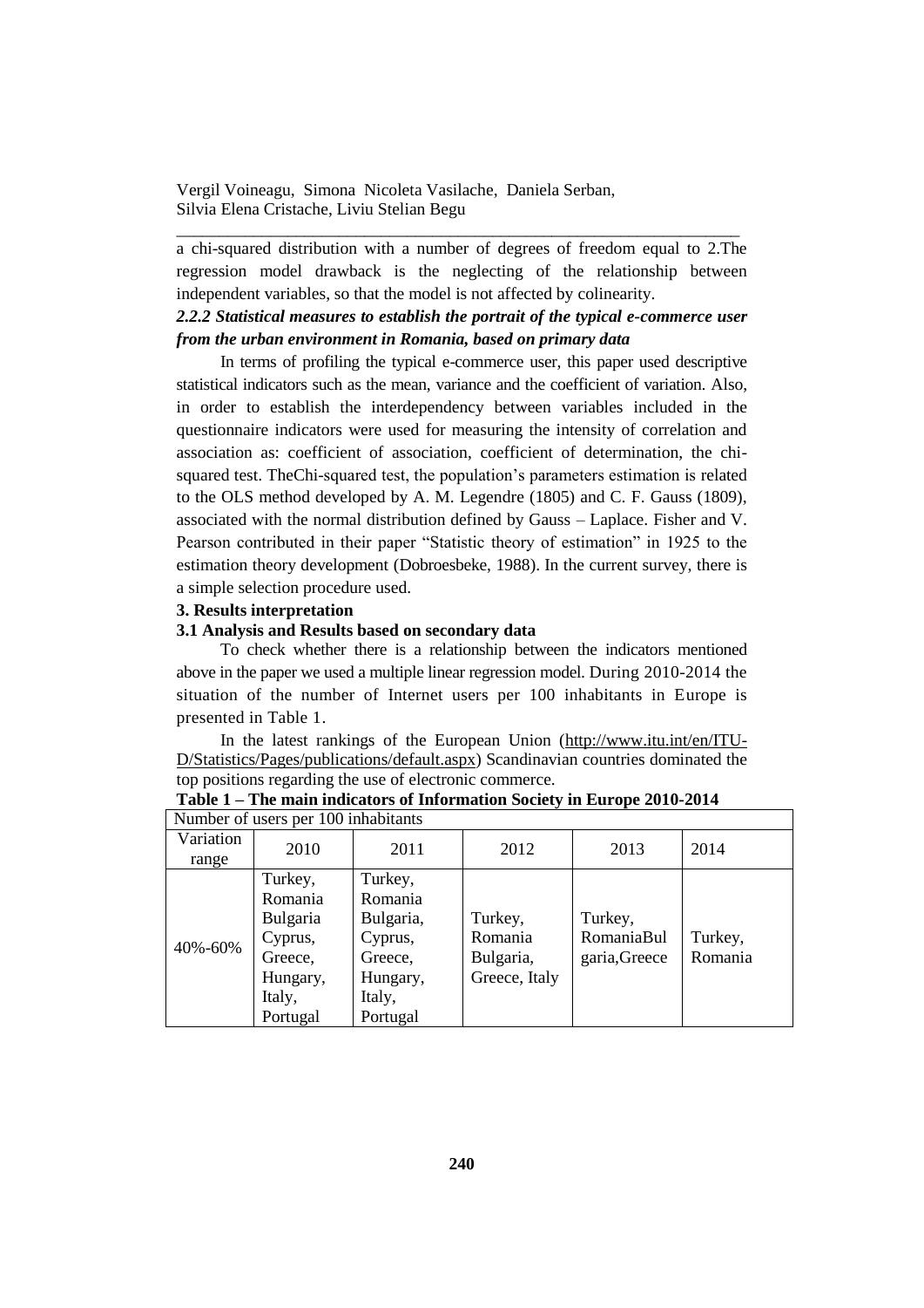a chi-squared distribution with a number of degrees of freedom equal to 2.The regression model drawback is the neglecting of the relationship between independent variables, so that the model is not affected by colinearity.

***2.2.2 Statistical measures to establish the portrait of the typical e-commerce user from the urban environment in Romania, based on primary data***

In terms of profiling the typical e-commerce user, this paper used descriptive statistical indicators such as the mean, variance and the coefficient of variation. Also, in order to establish the interdependency between variables included in the questionnaire indicators were used for measuring the intensity of correlation and association as: coefficient of association, coefficient of determination, the chi-squared test. TheChi-squared test, the population's parameters estimation is related to the OLS method developed by A. M. Legendre (1805) and C. F. Gauss (1809), associated with the normal distribution defined by Gauss – Laplace. Fisher and V. Pearson contributed in their paper "Statistic theory of estimation" in 1925 to the estimation theory development (Dobroesbeke, 1988). In the current survey, there is a simple selection procedure used.

**3. Results interpretation**

**3.1 Analysis and Results based on secondary data**

To check whether there is a relationship between the indicators mentioned above in the paper we used a multiple linear regression model. During 2010-2014 the situation of the number of Internet users per 100 inhabitants in Europe is presented in Table 1.

In the latest rankings of the European Union (http://www.itu.int/en/ITU-D/Statistics/Pages/publications/default.aspx) Scandinavian countries dominated the top positions regarding the use of electronic commerce.

**Table 1 – The main indicators of Information Society in Europe 2010-2014**

| Number of users per 100 inhabitants | | | | | |
|---|---|---|---|---|---|
| Variation range | 2010 | 2011 | 2012 | 2013 | 2014 |
| 40%-60% | Turkey, Romania Bulgaria Cyprus, Greece, Hungary, Italy, Portugal | Turkey, Romania Bulgaria, Cyprus, Greece, Hungary, Italy, Portugal | Turkey, Romania Bulgaria, Greece, Italy | Turkey, RomaniaBulgaria,Greece | Turkey, Romania |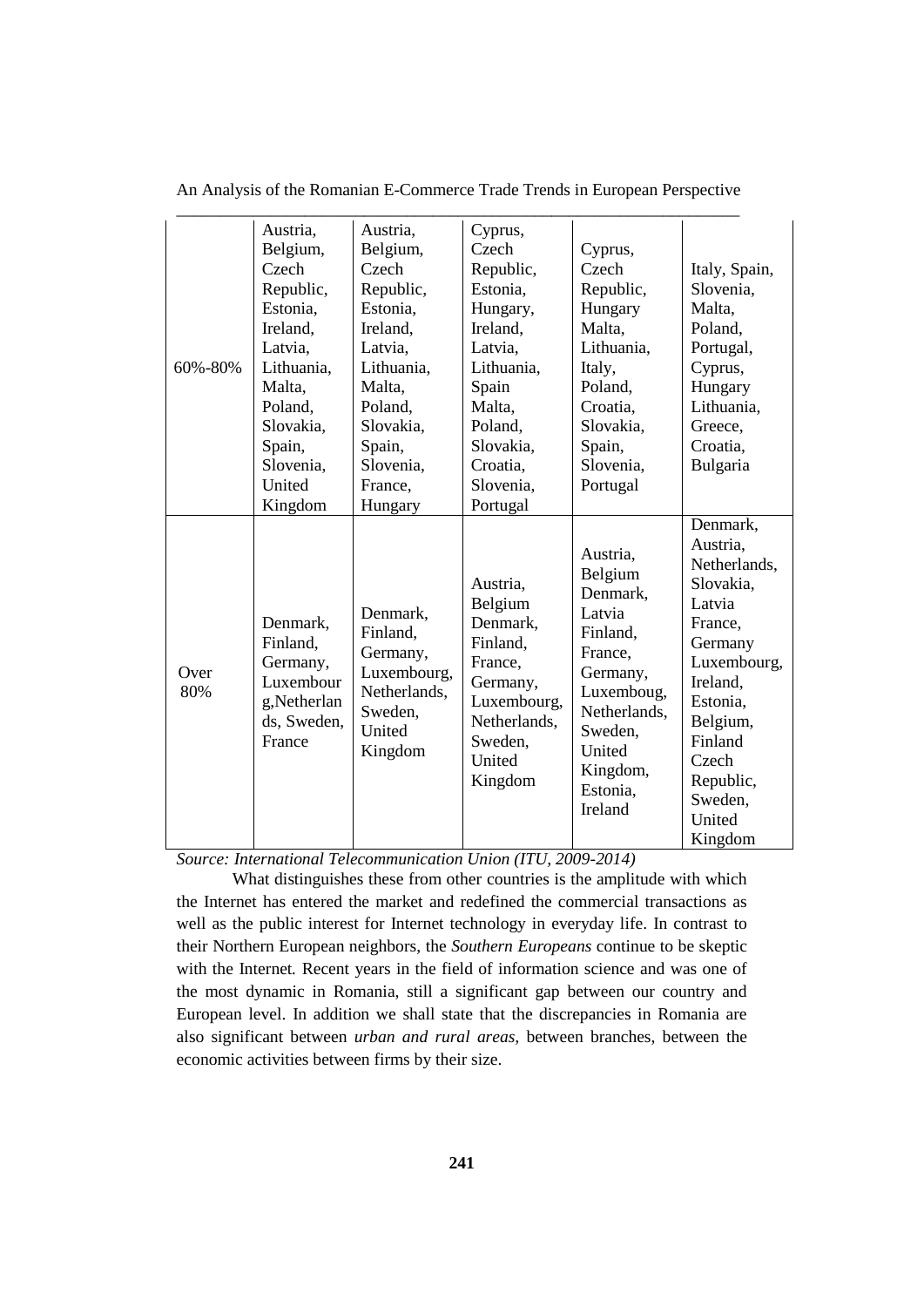| 60%-80% | Austria, Belgium, Czech Republic, Estonia, Ireland, Latvia, Lithuania, Malta, Poland, Slovakia, Spain, Slovenia, United Kingdom | Austria, Belgium, Czech Republic, Estonia, Ireland, Latvia, Lithuania, Malta, Poland, Slovakia, Spain, Slovenia, France, Hungary | Cyprus, Czech Republic, Estonia, Hungary, Ireland, Latvia, Lithuania, Spain Malta, Poland, Slovakia, Croatia, Slovenia, Portugal | Cyprus, Czech Republic, Hungary Malta, Lithuania, Italy, Poland, Croatia, Slovakia, Spain, Slovenia, Portugal | Italy, Spain, Slovenia, Malta, Poland, Portugal, Cyprus, Hungary Lithuania, Greece, Croatia, Bulgaria |
|---|---|---|---|---|---|
| Over 80% | Denmark, Finland, Germany, Luxembourg,Netherlands, Sweden, France | Denmark, Finland, Germany, Luxembourg, Netherlands, Sweden, United Kingdom | Austria, Belgium Denmark, Finland, France, Germany, Luxembourg, Netherlands, Sweden, United Kingdom | Austria, Belgium Denmark, Latvia Finland, France, Germany, Luxemboug, Netherlands, Sweden, United Kingdom, Estonia, Ireland | Denmark, Austria, Netherlands, Slovakia, Latvia France, Germany Luxembourg, Ireland, Estonia, Belgium, Finland Czech Republic, Sweden, United Kingdom |

*Source: International Telecommunication Union (ITU, 2009-2014)*

What distinguishes these from other countries is the amplitude with which the Internet has entered the market and redefined the commercial transactions as well as the public interest for Internet technology in everyday life. In contrast to their Northern European neighbors, the *Southern Europeans* continue to be skeptic with the Internet. Recent years in the field of information science and was one of the most dynamic in Romania, still a significant gap between our country and European level. In addition we shall state that the discrepancies in Romania are also significant between *urban and rural areas*, between branches, between the economic activities between firms by their size.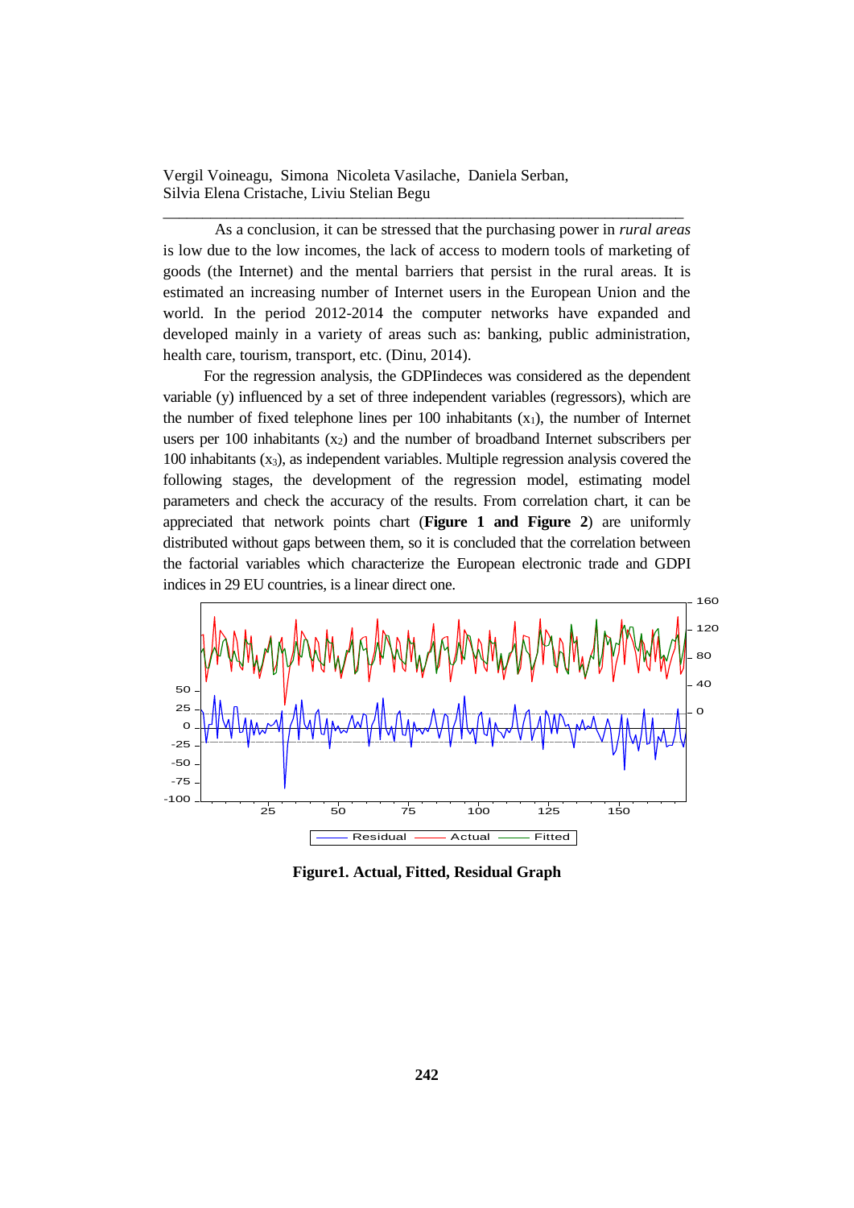As a conclusion, it can be stressed that the purchasing power in *rural areas* is low due to the low incomes, the lack of access to modern tools of marketing of goods (the Internet) and the mental barriers that persist in the rural areas. It is estimated an increasing number of Internet users in the European Union and the world. In the period 2012-2014 the computer networks have expanded and developed mainly in a variety of areas such as: banking, public administration, health care, tourism, transport, etc. (Dinu, 2014).

For the regression analysis, the GDPIindeces was considered as the dependent variable (y) influenced by a set of three independent variables (regressors), which are the number of fixed telephone lines per 100 inhabitants ($x_1$), the number of Internet users per 100 inhabitants ($x_2$) and the number of broadband Internet subscribers per 100 inhabitants ($x_3$), as independent variables. Multiple regression analysis covered the following stages, the development of the regression model, estimating model parameters and check the accuracy of the results. From correlation chart, it can be appreciated that network points chart (**Figure 1 and Figure 2**) are uniformly distributed without gaps between them, so it is concluded that the correlation between the factorial variables which characterize the European electronic trade and GDPI indices in 29 EU countries, is a linear direct one.

**Figure1. Actual, Fitted, Residual Graph**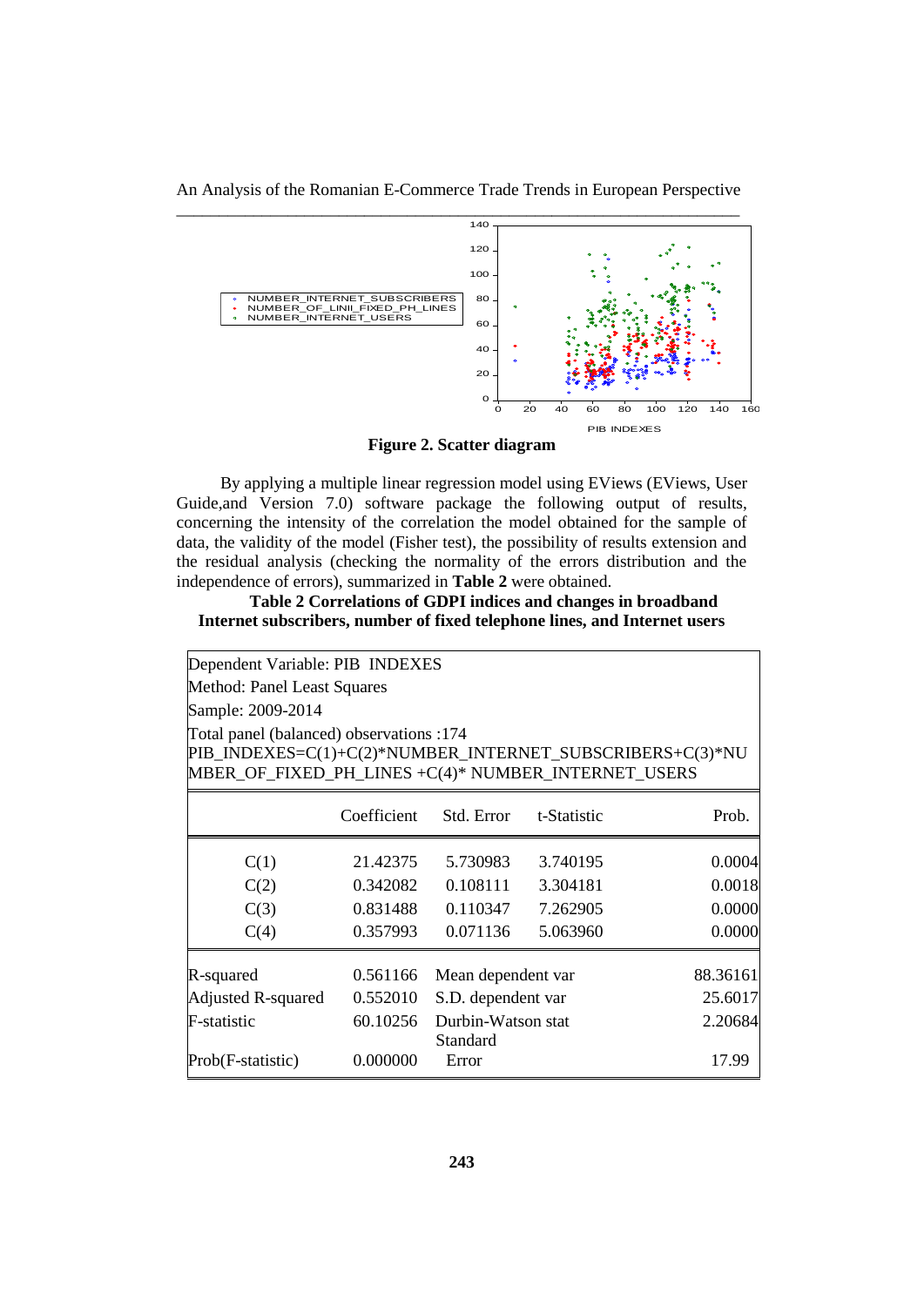**Figure 2. Scatter diagram**

By applying a multiple linear regression model using EViews (EViews, User Guide,and Version 7.0) software package the following output of results, concerning the intensity of the correlation the model obtained for the sample of data, the validity of the model (Fisher test), the possibility of results extension and the residual analysis (checking the normality of the errors distribution and the independence of errors), summarized in **Table 2** were obtained.

**Table 2 Correlations of GDPI indices and changes in broadband Internet subscribers, number of fixed telephone lines, and Internet users**

Dependent Variable: PIB INDEXES
Method: Panel Least Squares
Sample: 2009-2014
Total panel (balanced) observations :174
PIB_INDEXES=C(1)+C(2)*NUMBER_INTERNET_SUBSCRIBERS+C(3)*NUMBER_OF_FIXED_PH_LINES +C(4)* NUMBER_INTERNET_USERS

| | Coefficient | Std. Error | t-Statistic | Prob. |
|---|---|---|---|---|
| C(1) | 21.42375 | 5.730983 | 3.740195 | 0.0004 |
| C(2) | 0.342082 | 0.108111 | 3.304181 | 0.0018 |
| C(3) | 0.831488 | 0.110347 | 7.262905 | 0.0000 |
| C(4) | 0.357993 | 0.071136 | 5.063960 | 0.0000 |

| | | | |
|---|---|---|---|
| R-squared | 0.561166 | Mean dependent var | 88.36161 |
| Adjusted R-squared | 0.552010 | S.D. dependent var | 25.6017 |
| F-statistic | 60.10256 | Durbin-Watson stat | 2.20684 |
| Prob(F-statistic) | 0.000000 | Standard Error | 17.99 |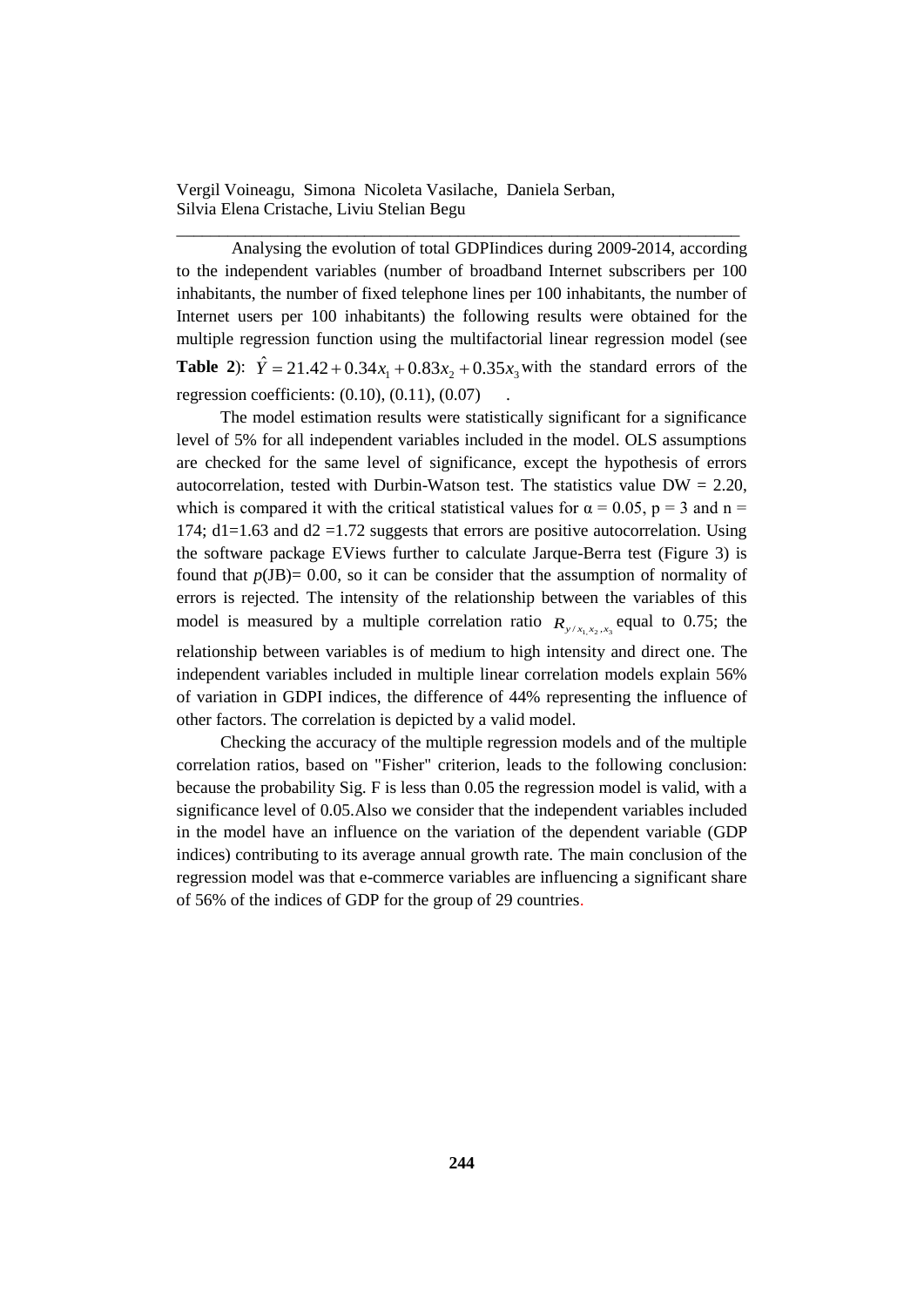Analysing the evolution of total GDPIindices during 2009-2014, according to the independent variables (number of broadband Internet subscribers per 100 inhabitants, the number of fixed telephone lines per 100 inhabitants, the number of Internet users per 100 inhabitants) the following results were obtained for the multiple regression function using the multifactorial linear regression model (see **Table 2**): $\hat{Y} = 21.42 + 0.34x_1 + 0.83x_2 + 0.35x_3$ with the standard errors of the regression coefficients: (0.10), (0.11), (0.07) .

The model estimation results were statistically significant for a significance level of 5% for all independent variables included in the model. OLS assumptions are checked for the same level of significance, except the hypothesis of errors autocorrelation, tested with Durbin-Watson test. The statistics value DW = 2.20, which is compared it with the critical statistical values for $\alpha = 0.05$, p = 3 and n = 174; d1=1.63 and d2 =1.72 suggests that errors are positive autocorrelation. Using the software package EViews further to calculate Jarque-Berra test (Figure 3) is found that *p*(JB)= 0.00, so it can be consider that the assumption of normality of errors is rejected. The intensity of the relationship between the variables of this model is measured by a multiple correlation ratio $R_{y/x_1,x_2,x_3}$ equal to 0.75; the relationship between variables is of medium to high intensity and direct one. The independent variables included in multiple linear correlation models explain 56% of variation in GDPI indices, the difference of 44% representing the influence of other factors. The correlation is depicted by a valid model.

Checking the accuracy of the multiple regression models and of the multiple correlation ratios, based on "Fisher" criterion, leads to the following conclusion: because the probability Sig. F is less than 0.05 the regression model is valid, with a significance level of 0.05.Also we consider that the independent variables included in the model have an influence on the variation of the dependent variable (GDP indices) contributing to its average annual growth rate. The main conclusion of the regression model was that e-commerce variables are influencing a significant share of 56% of the indices of GDP for the group of 29 countries.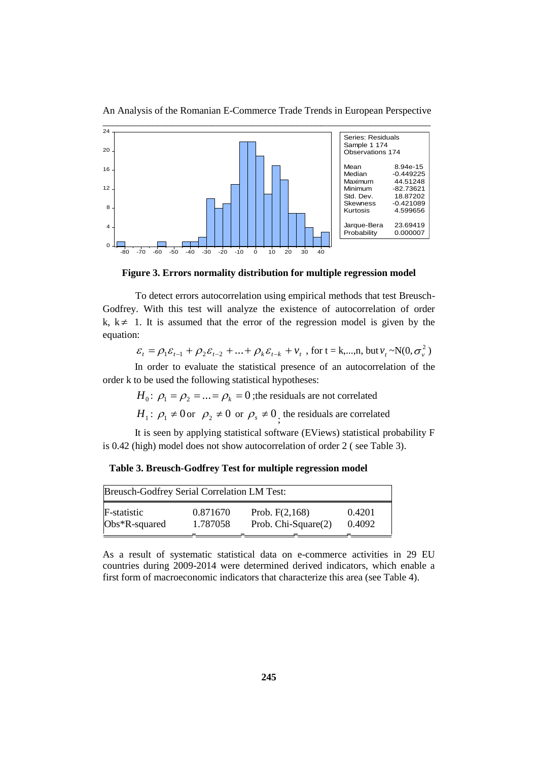| Series: Residuals | |
|---|---|
| Sample 1 174 | |
| Observations 174 | |
| Mean | 8.94e-15 |
| Median | -0.449225 |
| Maximum | 44.51248 |
| Minimum | -82.73621 |
| Std. Dev. | 18.87202 |
| Skewness | -0.421089 |
| Kurtosis | 4.599656 |
| Jarque-Bera | 23.69419 |
| Probability | 0.000007 |

**Figure 3. Errors normality distribution for multiple regression model**

To detect errors autocorrelation using empirical methods that test Breusch-Godfrey. With this test will analyze the existence of autocorrelation of order k, $k \neq 1$. It is assumed that the error of the regression model is given by the equation:

$$\varepsilon_t = \rho_1 \varepsilon_{t-1} + \rho_2 \varepsilon_{t-2} + \ldots + \rho_k \varepsilon_{t-k} + v_t \text{ , for t = k,...,n, but } v_t \sim N(0, \sigma_v^2)$$

In order to evaluate the statistical presence of an autocorrelation of the order k to be used the following statistical hypotheses:

$H_0: \rho_1 = \rho_2 = \ldots = \rho_k = 0$ ;the residuals are not correlated

$H_1: \rho_1 \neq 0$ or $\rho_2 \neq 0$ or $\rho_s \neq 0$ ; the residuals are correlated

It is seen by applying statistical software (EViews) statistical probability F is 0.42 (high) model does not show autocorrelation of order 2 ( see Table 3).

**Table 3. Breusch-Godfrey Test for multiple regression model**

| Breusch-Godfrey Serial Correlation LM Test: | | | |
|---|---|---|---|
| F-statistic | 0.871670 | Prob. F(2,168) | 0.4201 |
| Obs*R-squared | 1.787058 | Prob. Chi-Square(2) | 0.4092 |

As a result of systematic statistical data on e-commerce activities in 29 EU countries during 2009-2014 were determined derived indicators, which enable a first form of macroeconomic indicators that characterize this area (see Table 4).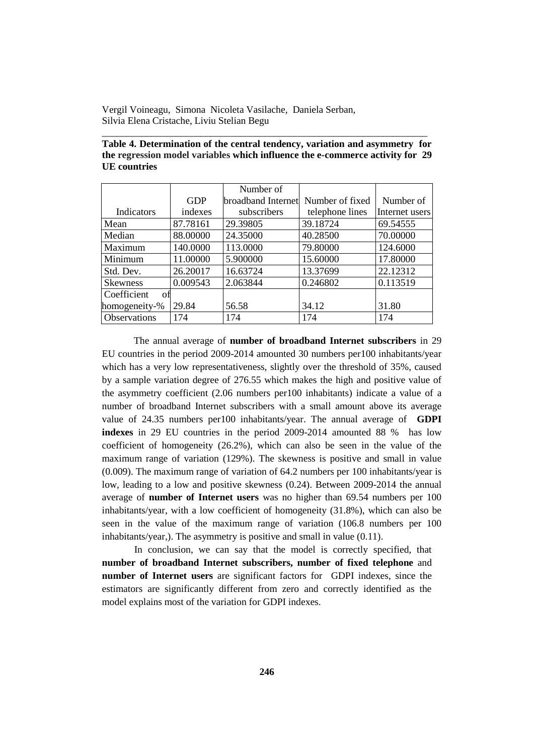**Table 4. Determination of the central tendency, variation and asymmetry for the regression model variables which influence the e-commerce activity for 29 UE countries**

| Indicators | GDP indexes | Number of broadband Internet subscribers | Number of fixed telephone lines | Number of Internet users |
|---|---|---|---|---|
| Mean | 87.78161 | 29.39805 | 39.18724 | 69.54555 |
| Median | 88.00000 | 24.35000 | 40.28500 | 70.00000 |
| Maximum | 140.0000 | 113.0000 | 79.80000 | 124.6000 |
| Minimum | 11.00000 | 5.900000 | 15.60000 | 17.80000 |
| Std. Dev. | 26.20017 | 16.63724 | 13.37699 | 22.12312 |
| Skewness | 0.009543 | 2.063844 | 0.246802 | 0.113519 |
| Coefficient of homogeneity-% | 29.84 | 56.58 | 34.12 | 31.80 |
| Observations | 174 | 174 | 174 | 174 |

The annual average of **number of broadband Internet subscribers** in 29 EU countries in the period 2009-2014 amounted 30 numbers per100 inhabitants/year which has a very low representativeness, slightly over the threshold of 35%, caused by a sample variation degree of 276.55 which makes the high and positive value of the asymmetry coefficient (2.06 numbers per100 inhabitants) indicate a value of a number of broadband Internet subscribers with a small amount above its average value of 24.35 numbers per100 inhabitants/year. The annual average of **GDPI indexes** in 29 EU countries in the period 2009-2014 amounted 88 % has low coefficient of homogeneity (26.2%), which can also be seen in the value of the maximum range of variation (129%). The skewness is positive and small in value (0.009). The maximum range of variation of 64.2 numbers per 100 inhabitants/year is low, leading to a low and positive skewness (0.24). Between 2009-2014 the annual average of **number of Internet users** was no higher than 69.54 numbers per 100 inhabitants/year, with a low coefficient of homogeneity (31.8%), which can also be seen in the value of the maximum range of variation (106.8 numbers per 100 inhabitants/year,). The asymmetry is positive and small in value (0.11).

In conclusion, we can say that the model is correctly specified, that **number of broadband Internet subscribers, number of fixed telephone** and **number of Internet users** are significant factors for GDPI indexes, since the estimators are significantly different from zero and correctly identified as the model explains most of the variation for GDPI indexes.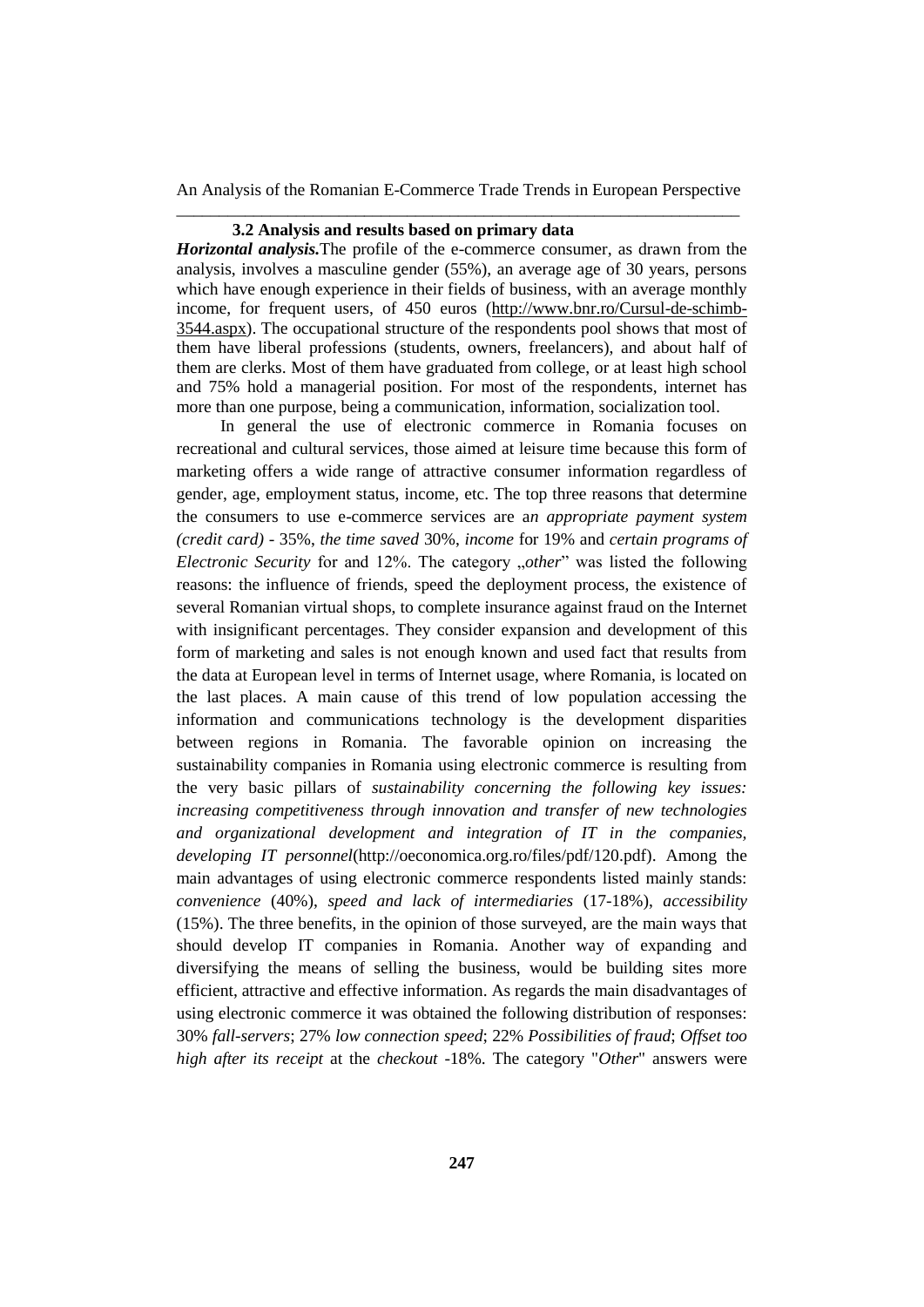### 3.2 Analysis and results based on primary data

***Horizontal analysis.***The profile of the e-commerce consumer, as drawn from the analysis, involves a masculine gender (55%), an average age of 30 years, persons which have enough experience in their fields of business, with an average monthly income, for frequent users, of 450 euros (http://www.bnr.ro/Cursul-de-schimb-3544.aspx). The occupational structure of the respondents pool shows that most of them have liberal professions (students, owners, freelancers), and about half of them are clerks. Most of them have graduated from college, or at least high school and 75% hold a managerial position. For most of the respondents, internet has more than one purpose, being a communication, information, socialization tool.

In general the use of electronic commerce in Romania focuses on recreational and cultural services, those aimed at leisure time because this form of marketing offers a wide range of attractive consumer information regardless of gender, age, employment status, income, etc. The top three reasons that determine the consumers to use e-commerce services are a*n appropriate payment system (credit card)* - 35%, *the time saved* 30%, *income* for 19% and *certain programs of Electronic Security* for and 12%. The category „*other*" was listed the following reasons: the influence of friends, speed the deployment process, the existence of several Romanian virtual shops, to complete insurance against fraud on the Internet with insignificant percentages. They consider expansion and development of this form of marketing and sales is not enough known and used fact that results from the data at European level in terms of Internet usage, where Romania, is located on the last places. A main cause of this trend of low population accessing the information and communications technology is the development disparities between regions in Romania. The favorable opinion on increasing the sustainability companies in Romania using electronic commerce is resulting from the very basic pillars of *sustainability concerning the following key issues: increasing competitiveness through innovation and transfer of new technologies and organizational development and integration of IT in the companies, developing IT personnel*(http://oeconomica.org.ro/files/pdf/120.pdf). Among the main advantages of using electronic commerce respondents listed mainly stands: *convenience* (40%), *speed and lack of intermediaries* (17-18%), *accessibility* (15%). The three benefits, in the opinion of those surveyed, are the main ways that should develop IT companies in Romania. Another way of expanding and diversifying the means of selling the business, would be building sites more efficient, attractive and effective information. As regards the main disadvantages of using electronic commerce it was obtained the following distribution of responses: 30% *fall-servers*; 27% *low connection speed*; 22% *Possibilities of fraud*; *Offset too high after its receipt* at the *checkout* -18%. The category "*Other*" answers were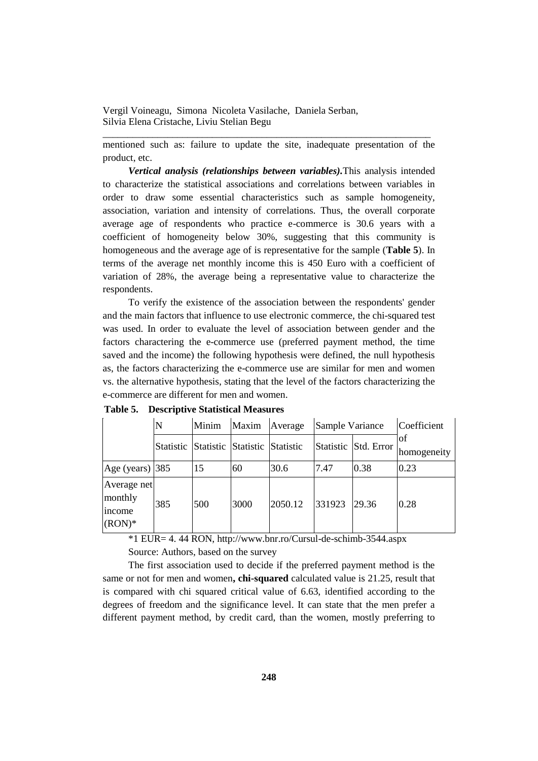mentioned such as: failure to update the site, inadequate presentation of the product, etc.

***Vertical analysis (relationships between variables).*** This analysis intended to characterize the statistical associations and correlations between variables in order to draw some essential characteristics such as sample homogeneity, association, variation and intensity of correlations. Thus, the overall corporate average age of respondents who practice e-commerce is 30.6 years with a coefficient of homogeneity below 30%, suggesting that this community is homogeneous and the average age of is representative for the sample (**Table 5**). In terms of the average net monthly income this is 450 Euro with a coefficient of variation of 28%, the average being a representative value to characterize the respondents.

To verify the existence of the association between the respondents' gender and the main factors that influence to use electronic commerce, the chi-squared test was used. In order to evaluate the level of association between gender and the factors charactering the e-commerce use (preferred payment method, the time saved and the income) the following hypothesis were defined, the null hypothesis as, the factors characterizing the e-commerce use are similar for men and women vs. the alternative hypothesis, stating that the level of the factors characterizing the e-commerce are different for men and women.

**Table 5. Descriptive Statistical Measures**

| | N | Minim | Maxim | Average | Sample Variance | | Coefficient of homogeneity |
|---|---|---|---|---|---|---|---|
| | Statistic | Statistic | Statistic | Statistic | Statistic | Std. Error | |
| Age (years) | 385 | 15 | 60 | 30.6 | 7.47 | 0.38 | 0.23 |
| Average net monthly income (RON)* | 385 | 500 | 3000 | 2050.12 | 331923 | 29.36 | 0.28 |

*1 EUR= 4. 44 RON, http://www.bnr.ro/Cursul-de-schimb-3544.aspx

Source: Authors, based on the survey

The first association used to decide if the preferred payment method is the same or not for men and women**, chi-squared** calculated value is 21.25, result that is compared with chi squared critical value of 6.63, identified according to the degrees of freedom and the significance level. It can state that the men prefer a different payment method, by credit card, than the women, mostly preferring to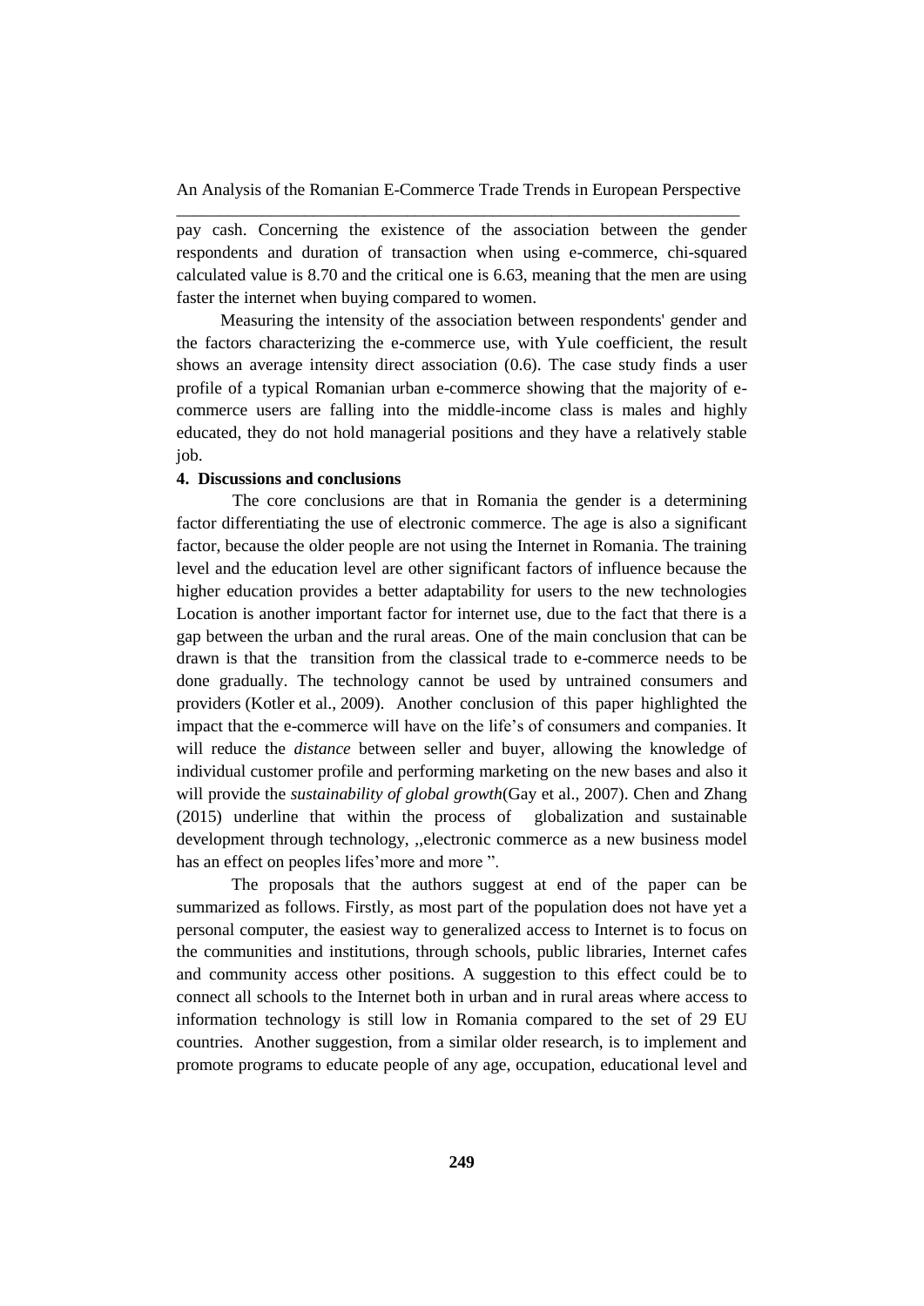pay cash. Concerning the existence of the association between the gender respondents and duration of transaction when using e-commerce, chi-squared calculated value is 8.70 and the critical one is 6.63, meaning that the men are using faster the internet when buying compared to women.

Measuring the intensity of the association between respondents' gender and the factors characterizing the e-commerce use, with Yule coefficient, the result shows an average intensity direct association (0.6). The case study finds a user profile of a typical Romanian urban e-commerce showing that the majority of e-commerce users are falling into the middle-income class is males and highly educated, they do not hold managerial positions and they have a relatively stable job.

**4. Discussions and conclusions**

The core conclusions are that in Romania the gender is a determining factor differentiating the use of electronic commerce. The age is also a significant factor, because the older people are not using the Internet in Romania. The training level and the education level are other significant factors of influence because the higher education provides a better adaptability for users to the new technologies Location is another important factor for internet use, due to the fact that there is a gap between the urban and the rural areas. One of the main conclusion that can be drawn is that the transition from the classical trade to e-commerce needs to be done gradually. The technology cannot be used by untrained consumers and providers (Kotler et al., 2009). Another conclusion of this paper highlighted the impact that the e-commerce will have on the life's of consumers and companies. It will reduce the *distance* between seller and buyer, allowing the knowledge of individual customer profile and performing marketing on the new bases and also it will provide the *sustainability of global growth*(Gay et al., 2007). Chen and Zhang (2015) underline that within the process of globalization and sustainable development through technology, ,,electronic commerce as a new business model has an effect on peoples lifes'more and more ".

The proposals that the authors suggest at end of the paper can be summarized as follows. Firstly, as most part of the population does not have yet a personal computer, the easiest way to generalized access to Internet is to focus on the communities and institutions, through schools, public libraries, Internet cafes and community access other positions. A suggestion to this effect could be to connect all schools to the Internet both in urban and in rural areas where access to information technology is still low in Romania compared to the set of 29 EU countries. Another suggestion, from a similar older research, is to implement and promote programs to educate people of any age, occupation, educational level and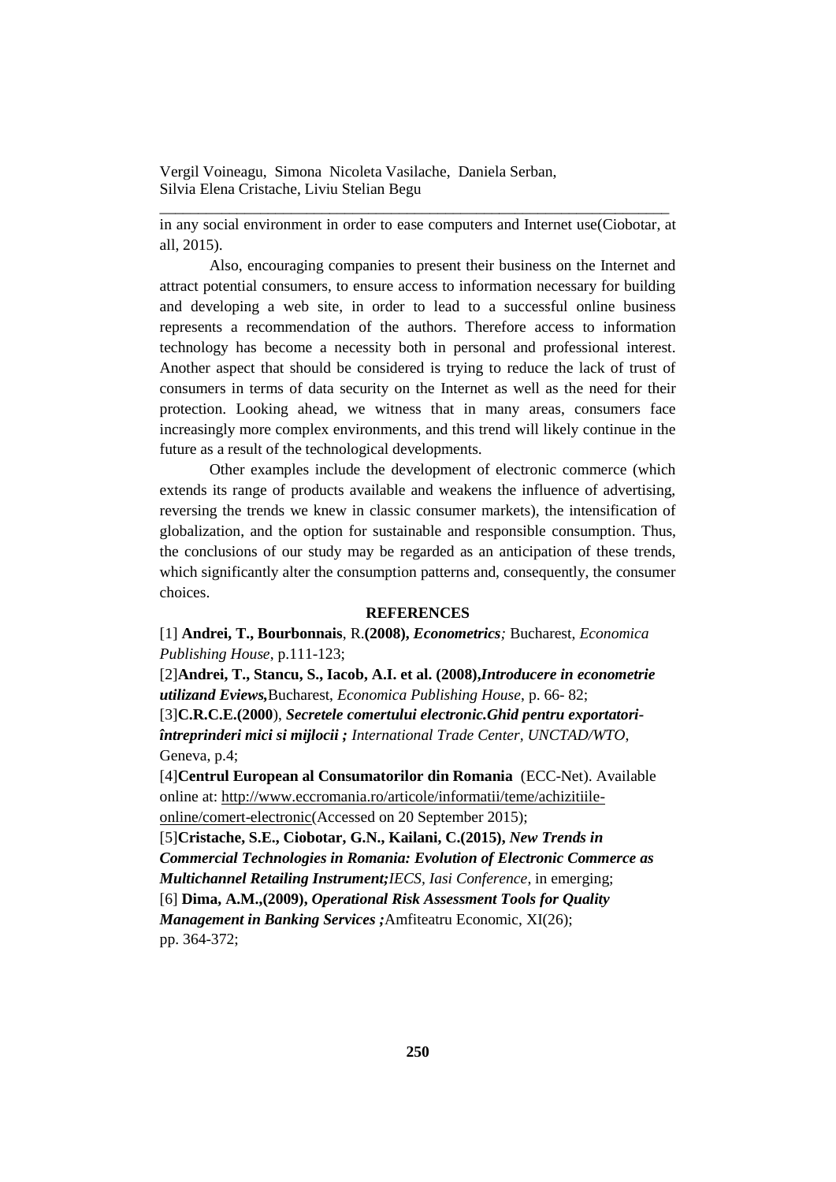in any social environment in order to ease computers and Internet use(Ciobotar, at all, 2015).

Also, encouraging companies to present their business on the Internet and attract potential consumers, to ensure access to information necessary for building and developing a web site, in order to lead to a successful online business represents a recommendation of the authors. Therefore access to information technology has become a necessity both in personal and professional interest. Another aspect that should be considered is trying to reduce the lack of trust of consumers in terms of data security on the Internet as well as the need for their protection. Looking ahead, we witness that in many areas, consumers face increasingly more complex environments, and this trend will likely continue in the future as a result of the technological developments.

Other examples include the development of electronic commerce (which extends its range of products available and weakens the influence of advertising, reversing the trends we knew in classic consumer markets), the intensification of globalization, and the option for sustainable and responsible consumption. Thus, the conclusions of our study may be regarded as an anticipation of these trends, which significantly alter the consumption patterns and, consequently, the consumer choices.

## REFERENCES

[1] **Andrei, T., Bourbonnais**, R.**(2008),** ***Econometrics****;* Bucharest, *Economica Publishing House*, p.111-123;

[2]**Andrei, T., Stancu, S., Iacob, A.I. et al. (2008),*****Introducere in econometrie utilizand Eviews,***Bucharest, *Economica Publishing House*, p. 66- 82;

[3]**C.R.C.E.(2000**), ***Secretele comertului electronic.Ghid pentru exportatori-întreprinderi mici si mijlocii ;*** *International Trade Center, UNCTAD/WTO*, Geneva, p.4;

[4]**Centrul European al Consumatorilor din Romania** (ECC-Net). Available online at: http://www.eccromania.ro/articole/informatii/teme/achizitiile-online/comert-electronic(Accessed on 20 September 2015);

[5]**Cristache, S.E., Ciobotar, G.N., Kailani, C.(2015),** ***New Trends in Commercial Technologies in Romania: Evolution of Electronic Commerce as Multichannel Retailing Instrument;****IECS, Iasi Conference*, in emerging;

[6] **Dima, A.M.,(2009),** ***Operational Risk Assessment Tools for Quality Management in Banking Services ;***Amfiteatru Economic, XI(26); pp. 364-372;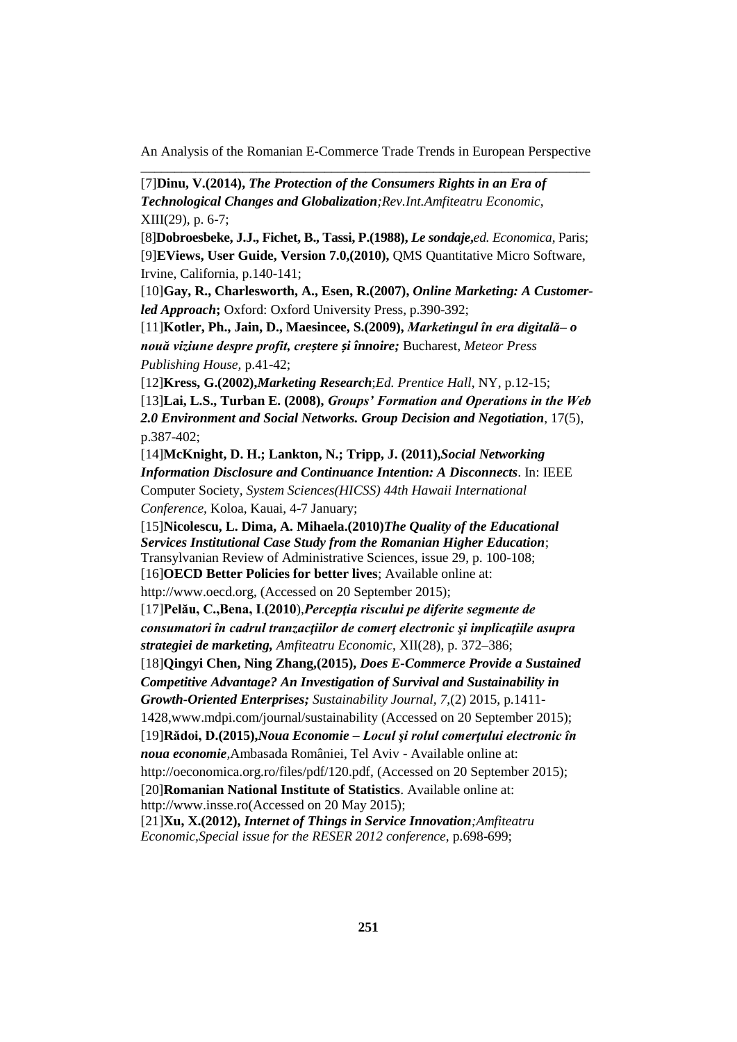[7]**Dinu, V.(2014),** ***The Protection of the Consumers Rights in an Era of Technological Changes and Globalization****;Rev.Int.Amfiteatru Economic*, XIII(29), p. 6-7;

[8]**Dobroesbeke, J.J., Fichet, B., Tassi, P.(1988),** ***Le sondaje,****ed. Economica*, Paris;

[9]**EViews, User Guide, Version 7.0,(2010),** QMS Quantitative Micro Software, Irvine, California, p.140-141;

[10]**Gay, R., Charlesworth, A., Esen, R.(2007),** ***Online Marketing: A Customer-led Approach*****;** Oxford: Oxford University Press, p.390-392;

[11]**Kotler, Ph., Jain, D., Maesincee, S.(2009),** ***Marketingul în era digitală– o nouă viziune despre profit, creștere și înnoire;*** Bucharest, *Meteor Press Publishing House,* p.41-42;

[12]**Kress, G.(2002),*****Marketing Research****;Ed. Prentice Hall*, NY, p.12-15;

[13]**Lai, L.S., Turban E. (2008),** ***Groups' Formation and Operations in the Web 2.0 Environment and Social Networks. Group Decision and Negotiation***, 17(5), p.387-402;

[14]**McKnight, D. H.; Lankton, N.; Tripp, J. (2011),*****Social Networking Information Disclosure and Continuance Intention: A Disconnects***. In: IEEE Computer Society, *System Sciences(HICSS) 44th Hawaii International Conference,* Koloa, Kauai, 4-7 January;

[15]**Nicolescu, L. Dima, A. Mihaela.(2010)*****The Quality of the Educational Services Institutional Case Study from the Romanian Higher Education***; Transylvanian Review of Administrative Sciences, issue 29, p. 100-108;

[16]**OECD Better Policies for better lives**; Available online at: http://www.oecd.org, (Accessed on 20 September 2015);

[17]**Pelău, C.,Bena, I**.**(2010**),***Percepţia riscului pe diferite segmente de consumatori în cadrul tranzacţiilor de comerţ electronic şi implicaţiile asupra strategiei de marketing,*** *Amfiteatru Economic*, XII(28), p. 372–386;

[18]**Qingyi Chen, Ning Zhang,(2015),** ***Does E-Commerce Provide a Sustained Competitive Advantage? An Investigation of Survival and Sustainability in Growth-Oriented Enterprises;*** *Sustainability Journal, 7*,(2) 2015, p.1411-1428,www.mdpi.com/journal/sustainability (Accessed on 20 September 2015);

[19]**Rădoi, D.(2015),*****Noua Economie – Locul şi rolul comerţului electronic în noua economie***,Ambasada României, Tel Aviv - Available online at: http://oeconomica.org.ro/files/pdf/120.pdf, (Accessed on 20 September 2015);

[20]**Romanian National Institute of Statistics**. Available online at: http://www.insse.ro(Accessed on 20 May 2015);

[21]**Xu, X.(2012),** ***Internet of Things in Service Innovation****;Amfiteatru Economic,Special issue for the RESER 2012 conference*, p.698-699;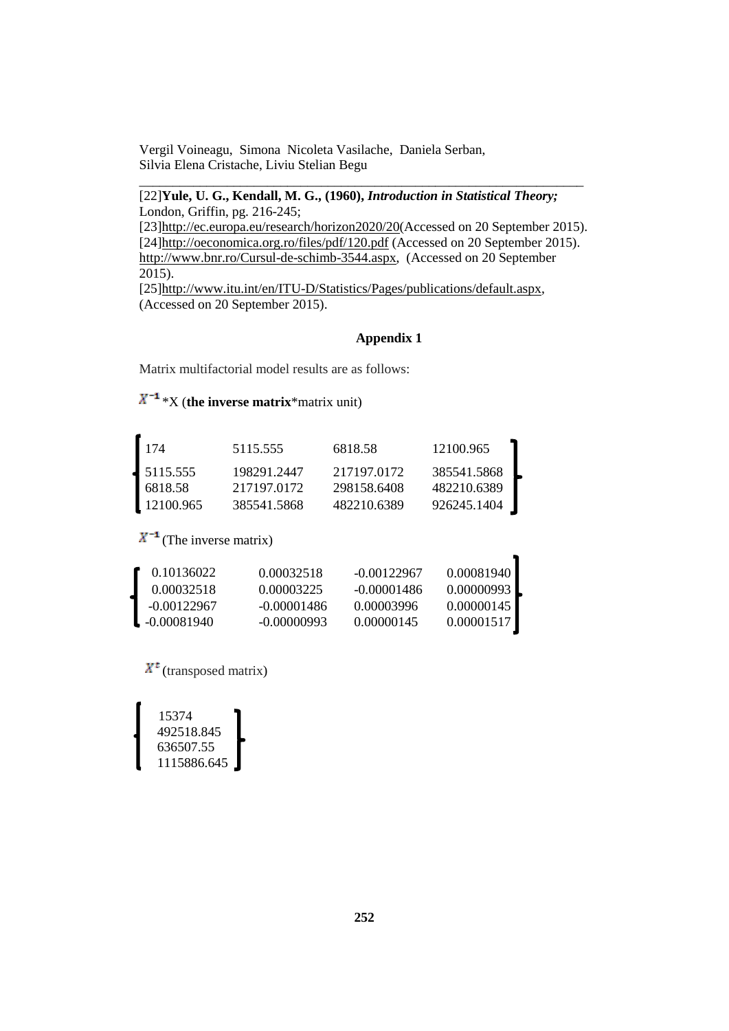[22]**Yule, U. G., Kendall, M. G., (1960),** ***Introduction in Statistical Theory;*** London, Griffin, pg. 216-245;

[23]http://ec.europa.eu/research/horizon2020/20(Accessed on 20 September 2015).

[24]http://oeconomica.org.ro/files/pdf/120.pdf (Accessed on 20 September 2015). http://www.bnr.ro/Cursul-de-schimb-3544.aspx, (Accessed on 20 September 2015).

[25]http://www.itu.int/en/ITU-D/Statistics/Pages/publications/default.aspx, (Accessed on 20 September 2015).

**Appendix 1**

Matrix multifactorial model results are as follows:

$X^{-1}$ *X (**the inverse matrix***matrix unit)

$$\begin{bmatrix} 174 & 5115.555 & 6818.58 & 12100.965 \\ 5115.555 & 198291.2447 & 217197.0172 & 385541.5868 \\ 6818.58 & 217197.0172 & 298158.6408 & 482210.6389 \\ 12100.965 & 385541.5868 & 482210.6389 & 926245.1404 \end{bmatrix}$$

$X^{-1}$ (The inverse matrix)

$$\begin{bmatrix} 0.10136022 & 0.00032518 & -0.00122967 & 0.00081940 \\ 0.00032518 & 0.00003225 & -0.00001486 & 0.00000993 \\ -0.00122967 & -0.00001486 & 0.00003996 & 0.00000145 \\ -0.00081940 & -0.00000993 & 0.00000145 & 0.00001517 \end{bmatrix}$$

$X^{t}$ (transposed matrix)

$$\begin{bmatrix} 15374 \\ 492518.845 \\ 636507.55 \\ 1115886.645 \end{bmatrix}$$